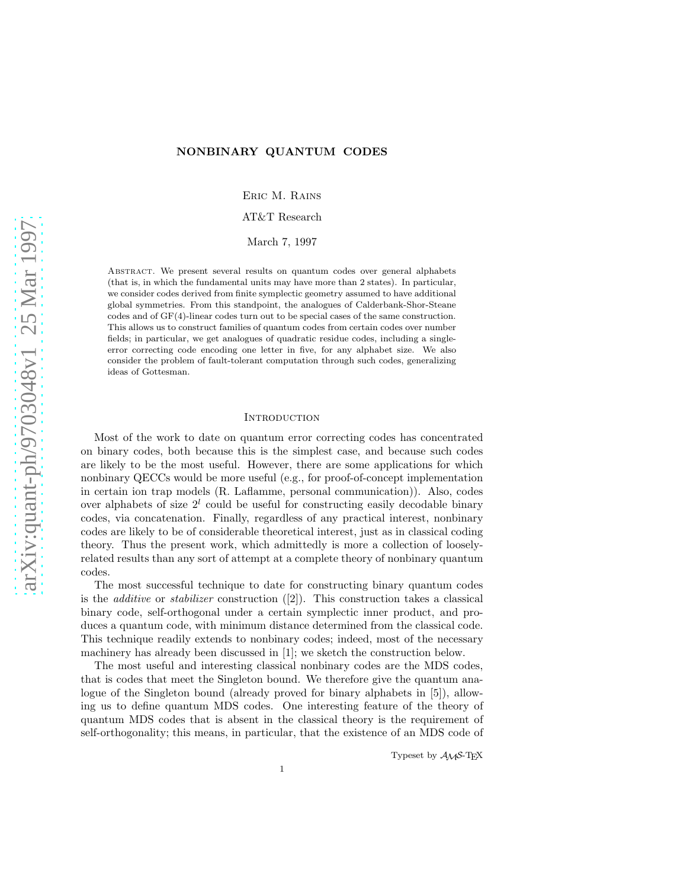# NONBINARY QUANTUM CODES

Eric M. Rains

AT&T Research

March 7, 1997

Abstract. We present several results on quantum codes over general alphabets (that is, in which the fundamental units may have more than 2 states). In particular, we consider codes derived from finite symplectic geometry assumed to have additional global symmetries. From this standpoint, the analogues of Calderbank-Shor-Steane codes and of GF(4)-linear codes turn out to be special cases of the same construction. This allows us to construct families of quantum codes from certain codes over number fields; in particular, we get analogues of quadratic residue codes, including a single-error correcting code encoding one letter in five, for any alphabet size. We also consider the problem of fault-tolerant computation through such codes, generalizing ideas of Gottesman.

## Introduction

Most of the work to date on quantum error correcting codes has concentrated on binary codes, both because this is the simplest case, and because such codes are likely to be the most useful. However, there are some applications for which nonbinary QECCs would be more useful (e.g., for proof-of-concept implementation in certain ion trap models (R. Laflamme, personal communication)). Also, codes over alphabets of size $2^l$ could be useful for constructing easily decodable binary codes, via concatenation. Finally, regardless of any practical interest, nonbinary codes are likely to be of considerable theoretical interest, just as in classical coding theory. Thus the present work, which admittedly is more a collection of loosely-related results than any sort of attempt at a complete theory of nonbinary quantum codes.

The most successful technique to date for constructing binary quantum codes is the *additive* or *stabilizer* construction ([2]). This construction takes a classical binary code, self-orthogonal under a certain symplectic inner product, and produces a quantum code, with minimum distance determined from the classical code. This technique readily extends to nonbinary codes; indeed, most of the necessary machinery has already been discussed in [1]; we sketch the construction below.

The most useful and interesting classical nonbinary codes are the MDS codes, that is codes that meet the Singleton bound. We therefore give the quantum analogue of the Singleton bound (already proved for binary alphabets in [5]), allowing us to define quantum MDS codes. One interesting feature of the theory of quantum MDS codes that is absent in the classical theory is the requirement of self-orthogonality; this means, in particular, that the existence of an MDS code of

Typeset by $\mathcal{A}_{\mathcal{M}}\mathcal{S}$-TEX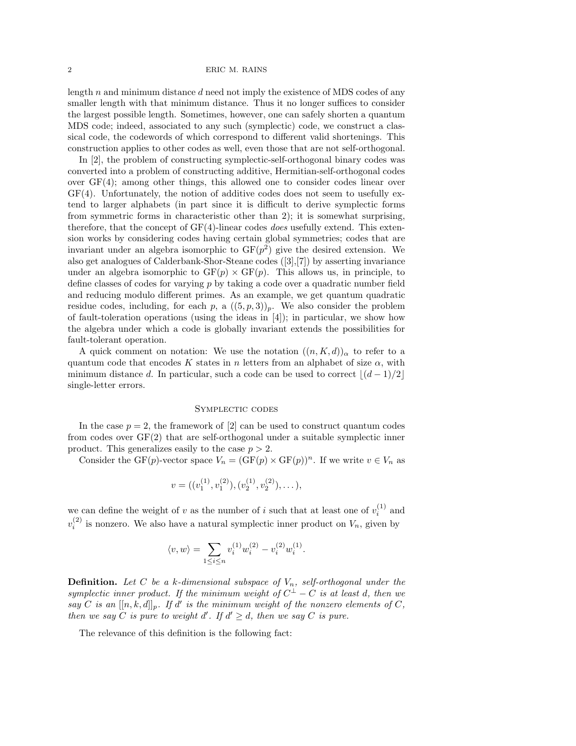length $n$ and minimum distance $d$ need not imply the existence of MDS codes of any smaller length with that minimum distance. Thus it no longer suffices to consider the largest possible length. Sometimes, however, one can safely shorten a quantum MDS code; indeed, associated to any such (symplectic) code, we construct a classical code, the codewords of which correspond to different valid shortenings. This construction applies to other codes as well, even those that are not self-orthogonal.

In [2], the problem of constructing symplectic-self-orthogonal binary codes was converted into a problem of constructing additive, Hermitian-self-orthogonal codes over GF(4); among other things, this allowed one to consider codes linear over GF(4). Unfortunately, the notion of additive codes does not seem to usefully extend to larger alphabets (in part since it is difficult to derive symplectic forms from symmetric forms in characteristic other than 2); it is somewhat surprising, therefore, that the concept of GF(4)-linear codes *does* usefully extend. This extension works by considering codes having certain global symmetries; codes that are invariant under an algebra isomorphic to $\mathrm{GF}(p^2)$ give the desired extension. We also get analogues of Calderbank-Shor-Steane codes ([3],[7]) by asserting invariance under an algebra isomorphic to $\mathrm{GF}(p) \times \mathrm{GF}(p)$. This allows us, in principle, to define classes of codes for varying $p$ by taking a code over a quadratic number field and reducing modulo different primes. As an example, we get quantum quadratic residue codes, including, for each $p$, a $((5, p, 3))_p$. We also consider the problem of fault-toleration operations (using the ideas in [4]); in particular, we show how the algebra under which a code is globally invariant extends the possibilities for fault-tolerant operation.

A quick comment on notation: We use the notation $((n, K, d))_\alpha$ to refer to a quantum code that encodes $K$ states in $n$ letters from an alphabet of size $\alpha$, with minimum distance $d$. In particular, such a code can be used to correct $\lfloor (d-1)/2 \rfloor$ single-letter errors.

## Symplectic codes

In the case $p = 2$, the framework of [2] can be used to construct quantum codes from codes over GF(2) that are self-orthogonal under a suitable symplectic inner product. This generalizes easily to the case $p > 2$.

Consider the GF($p$)-vector space $V_n = (\mathrm{GF}(p) \times \mathrm{GF}(p))^n$. If we write $v \in V_n$ as

$$v = ((v_1^{(1)}, v_1^{(2)}), (v_2^{(1)}, v_2^{(2)}), \dots),$$

we can define the weight of $v$ as the number of $i$ such that at least one of $v_i^{(1)}$ and $v_i^{(2)}$ is nonzero. We also have a natural symplectic inner product on $V_n$, given by

$$\langle v, w \rangle = \sum_{1 \le i \le n} v_i^{(1)} w_i^{(2)} - v_i^{(2)} w_i^{(1)}.$$

**Definition.** *Let $C$ be a $k$-dimensional subspace of $V_n$, self-orthogonal under the symplectic inner product. If the minimum weight of $C^\perp - C$ is at least $d$, then we say $C$ is an $[[n, k, d]]_p$. If $d'$ is the minimum weight of the nonzero elements of $C$, then we say $C$ is pure to weight $d'$. If $d' \ge d$, then we say $C$ is pure.*

The relevance of this definition is the following fact: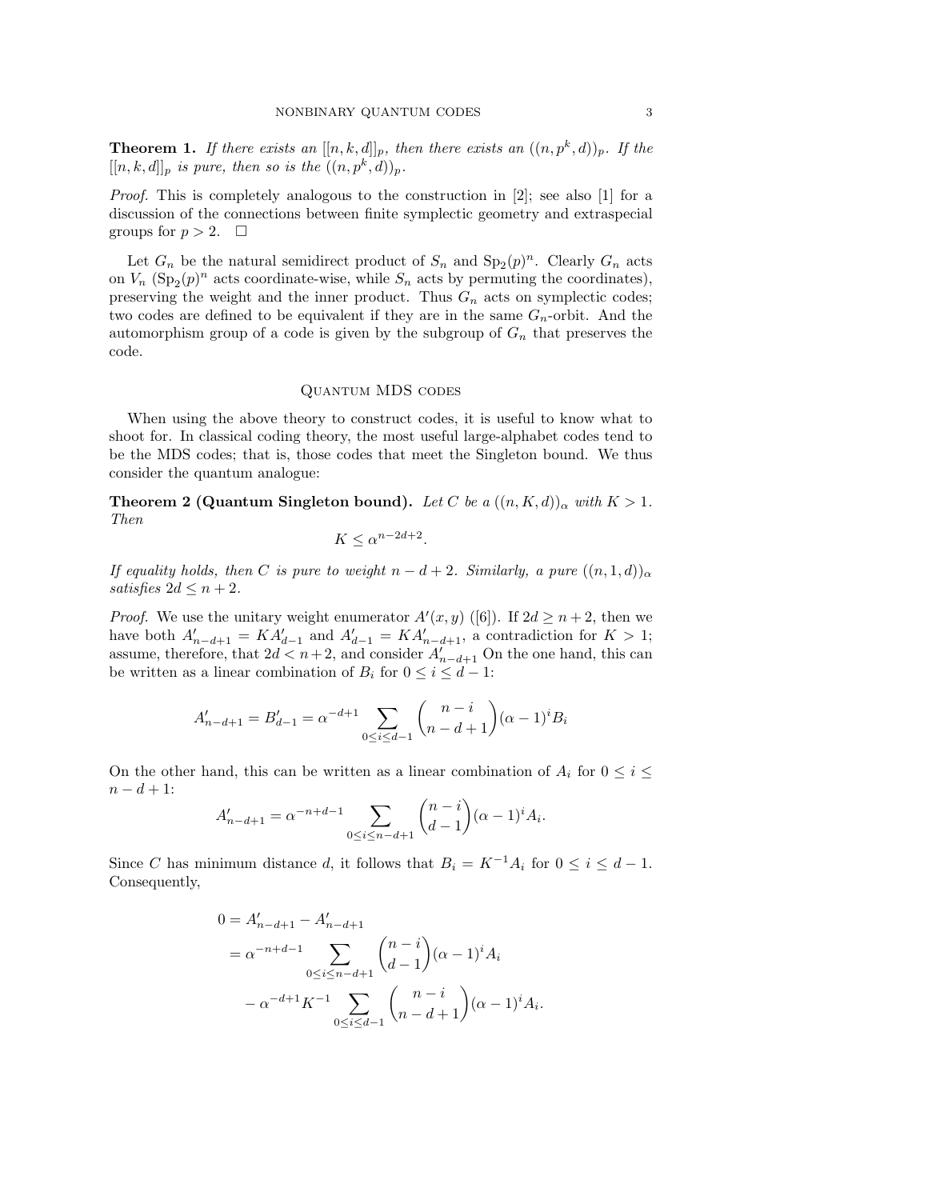**Theorem 1.** *If there exists an $[[n,k,d]]_p$, then there exists an $((n,p^k,d))_p$. If the $[[n,k,d]]_p$ is pure, then so is the $((n,p^k,d))_p$.*

*Proof.* This is completely analogous to the construction in [2]; see also [1] for a discussion of the connections between finite symplectic geometry and extraspecial groups for $p>2$. $\square$

Let $G_n$ be the natural semidirect product of $S_n$ and $\mathrm{Sp}_2(p)^n$. Clearly $G_n$ acts on $V_n$ ($\mathrm{Sp}_2(p)^n$ acts coordinate-wise, while $S_n$ acts by permuting the coordinates), preserving the weight and the inner product. Thus $G_n$ acts on symplectic codes; two codes are defined to be equivalent if they are in the same $G_n$-orbit. And the automorphism group of a code is given by the subgroup of $G_n$ that preserves the code.

## Quantum MDS codes

When using the above theory to construct codes, it is useful to know what to shoot for. In classical coding theory, the most useful large-alphabet codes tend to be the MDS codes; that is, those codes that meet the Singleton bound. We thus consider the quantum analogue:

**Theorem 2 (Quantum Singleton bound).** *Let $C$ be a $((n,K,d))_\alpha$ with $K>1$. Then*

$$K \leq \alpha^{n-2d+2}.$$

*If equality holds, then $C$ is pure to weight $n-d+2$. Similarly, a pure $((n,1,d))_\alpha$ satisfies $2d \leq n+2$.*

*Proof.* We use the unitary weight enumerator $A'(x,y)$ ([6]). If $2d \geq n+2$, then we have both $A'_{n-d+1} = KA'_{d-1}$ and $A'_{d-1} = KA'_{n-d+1}$, a contradiction for $K>1$; assume, therefore, that $2d < n+2$, and consider $A'_{n-d+1}$ On the one hand, this can be written as a linear combination of $B_i$ for $0 \leq i \leq d-1$:

$$A'_{n-d+1} = B'_{d-1} = \alpha^{-d+1} \sum_{0\leq i\leq d-1} \binom{n-i}{n-d+1} (\alpha-1)^i B_i$$

On the other hand, this can be written as a linear combination of $A_i$ for $0 \leq i \leq n-d+1$:

$$A'_{n-d+1} = \alpha^{-n+d-1} \sum_{0\leq i\leq n-d+1} \binom{n-i}{d-1} (\alpha-1)^i A_i.$$

Since $C$ has minimum distance $d$, it follows that $B_i = K^{-1}A_i$ for $0 \leq i \leq d-1$. Consequently,

$$\begin{aligned}
0 &= A'_{n-d+1} - A'_{n-d+1} \\
&= \alpha^{-n+d-1} \sum_{0\leq i\leq n-d+1} \binom{n-i}{d-1} (\alpha-1)^i A_i \\
&\quad - \alpha^{-d+1} K^{-1} \sum_{0\leq i\leq d-1} \binom{n-i}{n-d+1} (\alpha-1)^i A_i.
\end{aligned}$$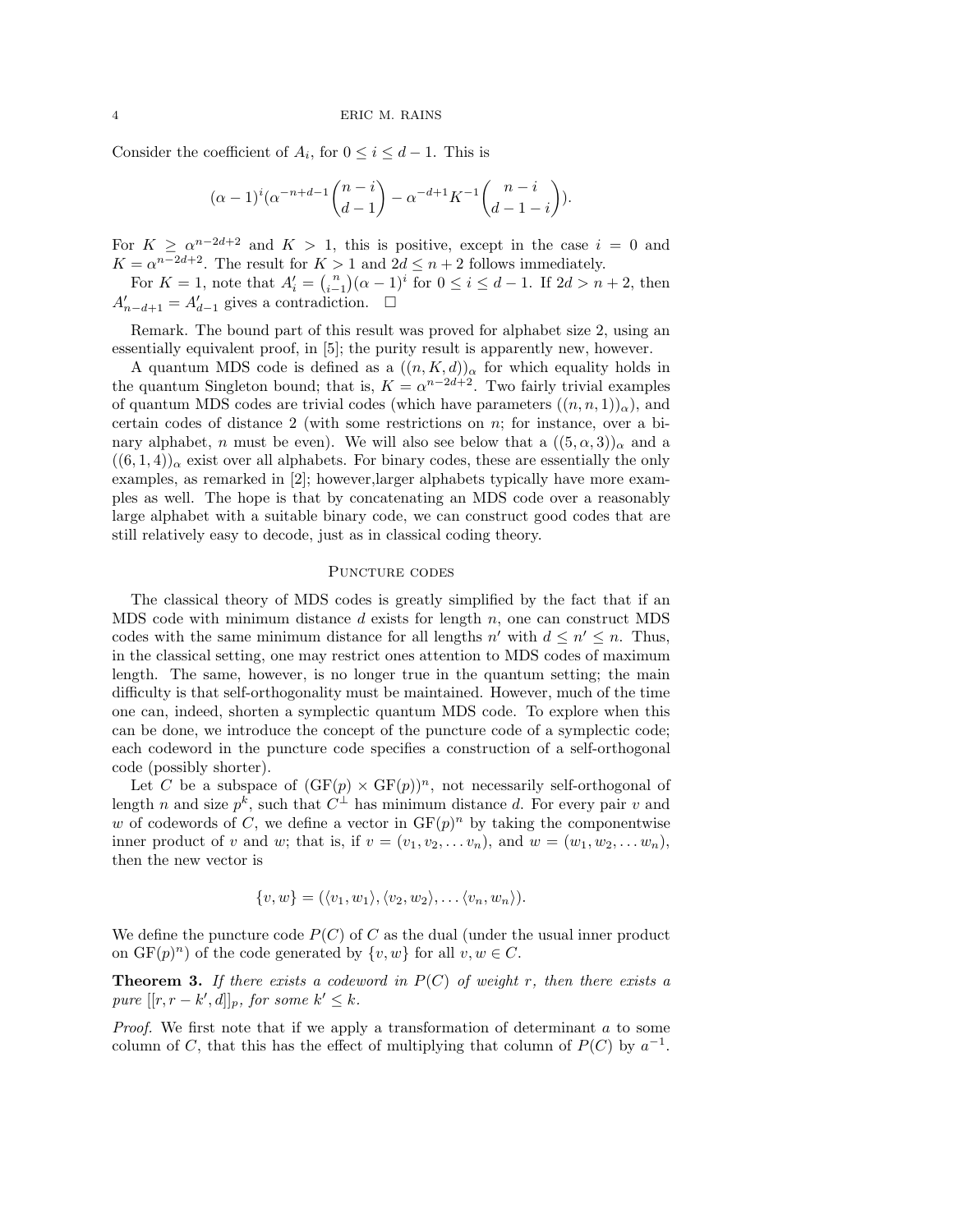Consider the coefficient of $A_i$, for $0 \leq i \leq d-1$. This is

$$(\alpha - 1)^i (\alpha^{-n+d-1} \binom{n-i}{d-1} - \alpha^{-d+1} K^{-1} \binom{n-i}{d-1-i}).$$

For $K \geq \alpha^{n-2d+2}$ and $K > 1$, this is positive, except in the case $i = 0$ and $K = \alpha^{n-2d+2}$. The result for $K > 1$ and $2d \leq n+2$ follows immediately.

For $K = 1$, note that $A'_i = \binom{n}{i-1}(\alpha - 1)^i$ for $0 \leq i \leq d-1$. If $2d > n+2$, then $A'_{n-d+1} = A'_{d-1}$ gives a contradiction. $\square$

Remark. The bound part of this result was proved for alphabet size 2, using an essentially equivalent proof, in [5]; the purity result is apparently new, however.

A quantum MDS code is defined as a $((n, K, d))_\alpha$ for which equality holds in the quantum Singleton bound; that is, $K = \alpha^{n-2d+2}$. Two fairly trivial examples of quantum MDS codes are trivial codes (which have parameters $((n, n, 1))_\alpha$), and certain codes of distance 2 (with some restrictions on $n$; for instance, over a binary alphabet, $n$ must be even). We will also see below that a $((5, \alpha, 3))_\alpha$ and a $((6, 1, 4))_\alpha$ exist over all alphabets. For binary codes, these are essentially the only examples, as remarked in [2]; however,larger alphabets typically have more examples as well. The hope is that by concatenating an MDS code over a reasonably large alphabet with a suitable binary code, we can construct good codes that are still relatively easy to decode, just as in classical coding theory.

## Puncture codes

The classical theory of MDS codes is greatly simplified by the fact that if an MDS code with minimum distance $d$ exists for length $n$, one can construct MDS codes with the same minimum distance for all lengths $n'$ with $d \leq n' \leq n$. Thus, in the classical setting, one may restrict ones attention to MDS codes of maximum length. The same, however, is no longer true in the quantum setting; the main difficulty is that self-orthogonality must be maintained. However, much of the time one can, indeed, shorten a symplectic quantum MDS code. To explore when this can be done, we introduce the concept of the puncture code of a symplectic code; each codeword in the puncture code specifies a construction of a self-orthogonal code (possibly shorter).

Let $C$ be a subspace of $(\mathrm{GF}(p) \times \mathrm{GF}(p))^n$, not necessarily self-orthogonal of length $n$ and size $p^k$, such that $C^\perp$ has minimum distance $d$. For every pair $v$ and $w$ of codewords of $C$, we define a vector in $\mathrm{GF}(p)^n$ by taking the componentwise inner product of $v$ and $w$; that is, if $v = (v_1, v_2, \ldots v_n)$, and $w = (w_1, w_2, \ldots w_n)$, then the new vector is

$$\{v, w\} = (\langle v_1, w_1 \rangle, \langle v_2, w_2 \rangle, \ldots \langle v_n, w_n \rangle).$$

We define the puncture code $P(C)$ of $C$ as the dual (under the usual inner product on $\mathrm{GF}(p)^n$) of the code generated by $\{v, w\}$ for all $v, w \in C$.

**Theorem 3.** *If there exists a codeword in $P(C)$ of weight $r$, then there exists a pure $[[r, r-k', d]]_p$, for some $k' \leq k$.*

*Proof.* We first note that if we apply a transformation of determinant $a$ to some column of $C$, that this has the effect of multiplying that column of $P(C)$ by $a^{-1}$.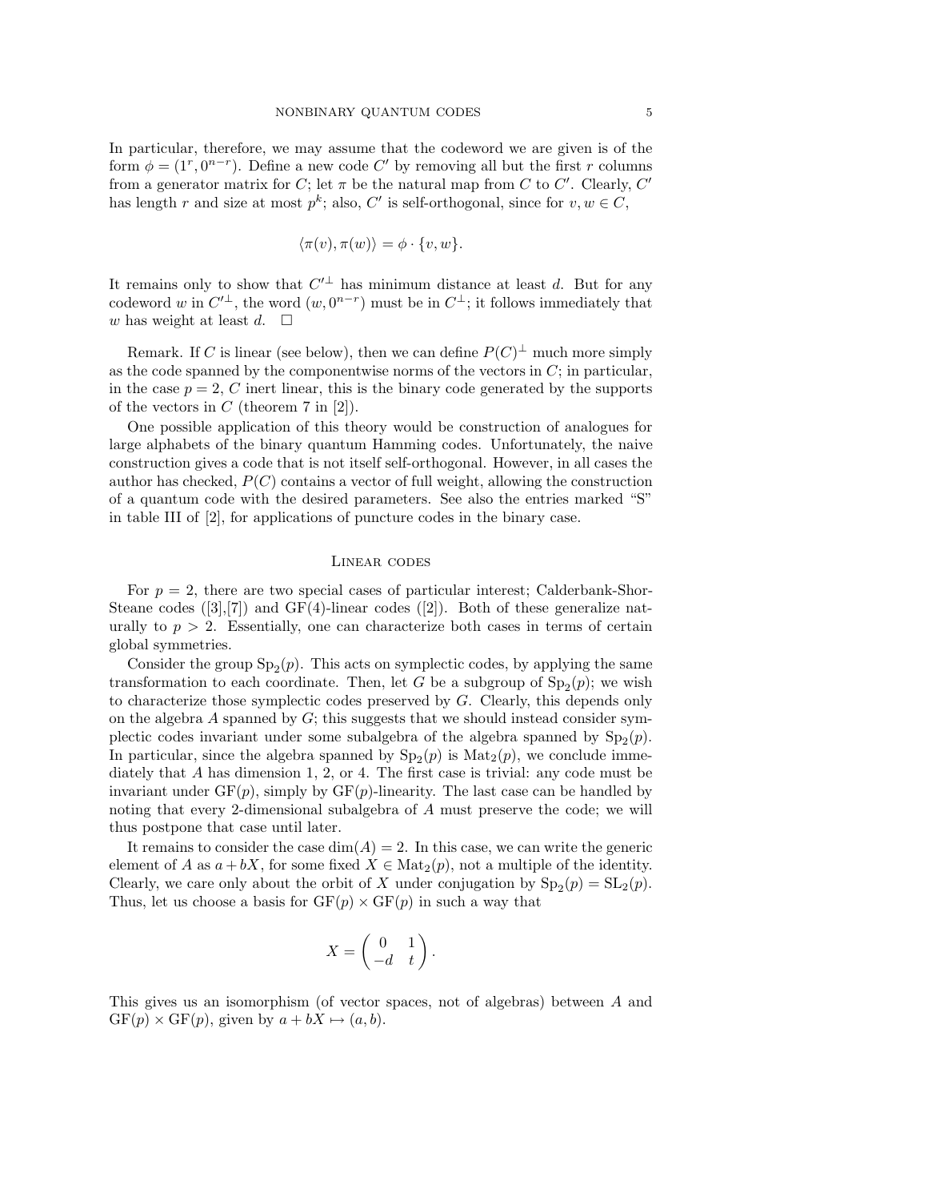In particular, therefore, we may assume that the codeword we are given is of the form $\phi = (1^r, 0^{n-r})$. Define a new code $C'$ by removing all but the first $r$ columns from a generator matrix for $C$; let $\pi$ be the natural map from $C$ to $C'$. Clearly, $C'$ has length $r$ and size at most $p^k$; also, $C'$ is self-orthogonal, since for $v, w \in C$,

$$\langle \pi(v), \pi(w) \rangle = \phi \cdot \{v, w\}.$$

It remains only to show that $C'^{\perp}$ has minimum distance at least $d$. But for any codeword $w$ in $C'^{\perp}$, the word $(w, 0^{n-r})$ must be in $C^{\perp}$; it follows immediately that $w$ has weight at least $d$. $\square$

Remark. If $C$ is linear (see below), then we can define $P(C)^{\perp}$ much more simply as the code spanned by the componentwise norms of the vectors in $C$; in particular, in the case $p = 2$, $C$ inert linear, this is the binary code generated by the supports of the vectors in $C$ (theorem 7 in [2]).

One possible application of this theory would be construction of analogues for large alphabets of the binary quantum Hamming codes. Unfortunately, the naive construction gives a code that is not itself self-orthogonal. However, in all cases the author has checked, $P(C)$ contains a vector of full weight, allowing the construction of a quantum code with the desired parameters. See also the entries marked "S" in table III of [2], for applications of puncture codes in the binary case.

## Linear codes

For $p = 2$, there are two special cases of particular interest; Calderbank-Shor-Steane codes ([3],[7]) and GF(4)-linear codes ([2]). Both of these generalize naturally to $p > 2$. Essentially, one can characterize both cases in terms of certain global symmetries.

Consider the group $\mathrm{Sp}_2(p)$. This acts on symplectic codes, by applying the same transformation to each coordinate. Then, let $G$ be a subgroup of $\mathrm{Sp}_2(p)$; we wish to characterize those symplectic codes preserved by $G$. Clearly, this depends only on the algebra $A$ spanned by $G$; this suggests that we should instead consider symplectic codes invariant under some subalgebra of the algebra spanned by $\mathrm{Sp}_2(p)$. In particular, since the algebra spanned by $\mathrm{Sp}_2(p)$ is $\mathrm{Mat}_2(p)$, we conclude immediately that $A$ has dimension 1, 2, or 4. The first case is trivial: any code must be invariant under $\mathrm{GF}(p)$, simply by $\mathrm{GF}(p)$-linearity. The last case can be handled by noting that every 2-dimensional subalgebra of $A$ must preserve the code; we will thus postpone that case until later.

It remains to consider the case $\dim(A) = 2$. In this case, we can write the generic element of $A$ as $a + bX$, for some fixed $X \in \mathrm{Mat}_2(p)$, not a multiple of the identity. Clearly, we care only about the orbit of $X$ under conjugation by $\mathrm{Sp}_2(p) = \mathrm{SL}_2(p)$. Thus, let us choose a basis for $\mathrm{GF}(p) \times \mathrm{GF}(p)$ in such a way that

$$X = \begin{pmatrix} 0 & 1 \\ -d & t \end{pmatrix}.$$

This gives us an isomorphism (of vector spaces, not of algebras) between $A$ and $\mathrm{GF}(p) \times \mathrm{GF}(p)$, given by $a + bX \mapsto (a, b)$.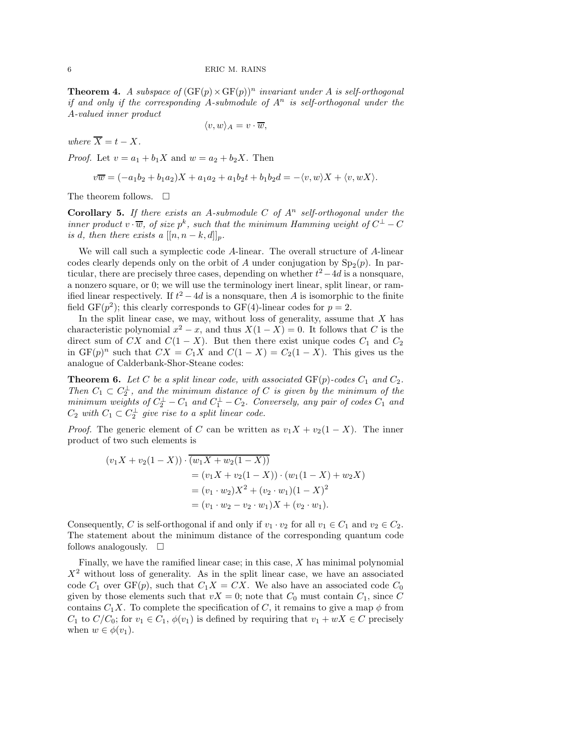**Theorem 4.** *A subspace of $(\mathrm{GF}(p)\times\mathrm{GF}(p))^n$ invariant under $A$ is self-orthogonal if and only if the corresponding $A$-submodule of $A^n$ is self-orthogonal under the $A$-valued inner product*

$$\langle v, w\rangle_A = v\cdot\overline{w},$$

*where $\overline{X} = t - X$.*

*Proof.* Let $v = a_1 + b_1X$ and $w = a_2 + b_2X$. Then

$$v\overline{w} = (-a_1b_2 + b_1a_2)X + a_1a_2 + a_1b_2t + b_1b_2d = -\langle v, w\rangle X + \langle v, wX\rangle.$$

The theorem follows. $\square$

**Corollary 5.** *If there exists an $A$-submodule $C$ of $A^n$ self-orthogonal under the inner product $v\cdot\overline{w}$, of size $p^k$, such that the minimum Hamming weight of $C^\perp - C$ is $d$, then there exists a $[[n, n-k, d]]_p$.*

We will call such a symplectic code $A$-linear. The overall structure of $A$-linear codes clearly depends only on the orbit of $A$ under conjugation by $\mathrm{Sp}_2(p)$. In particular, there are precisely three cases, depending on whether $t^2-4d$ is a nonsquare, a nonzero square, or 0; we will use the terminology inert linear, split linear, or ramified linear respectively. If $t^2-4d$ is a nonsquare, then $A$ is isomorphic to the finite field $\mathrm{GF}(p^2)$; this clearly corresponds to $\mathrm{GF}(4)$-linear codes for $p=2$.

In the split linear case, we may, without loss of generality, assume that $X$ has characteristic polynomial $x^2-x$, and thus $X(1-X)=0$. It follows that $C$ is the direct sum of $CX$ and $C(1-X)$. But then there exist unique codes $C_1$ and $C_2$ in $\mathrm{GF}(p)^n$ such that $CX = C_1X$ and $C(1-X) = C_2(1-X)$. This gives us the analogue of Calderbank-Shor-Steane codes:

**Theorem 6.** *Let $C$ be a split linear code, with associated $\mathrm{GF}(p)$-codes $C_1$ and $C_2$. Then $C_1 \subset C_2^\perp$, and the minimum distance of $C$ is given by the minimum of the minimum weights of $C_2^\perp - C_1$ and $C_1^\perp - C_2$. Conversely, any pair of codes $C_1$ and $C_2$ with $C_1\subset C_2^\perp$ give rise to a split linear code.*

*Proof.* The generic element of $C$ can be written as $v_1X + v_2(1-X)$. The inner product of two such elements is

$$\begin{aligned}
(v_1X + v_2(1-X))\cdot\overline{(w_1X + w_2(1-X))}&\\
&= (v_1X + v_2(1-X))\cdot(w_1(1-X) + w_2X)\\
&= (v_1\cdot w_2)X^2 + (v_2\cdot w_1)(1-X)^2\\
&= (v_1\cdot w_2 - v_2\cdot w_1)X + (v_2\cdot w_1).
\end{aligned}$$

Consequently, $C$ is self-orthogonal if and only if $v_1\cdot v_2$ for all $v_1\in C_1$ and $v_2\in C_2$. The statement about the minimum distance of the corresponding quantum code follows analogously. $\square$

Finally, we have the ramified linear case; in this case, $X$ has minimal polynomial $X^2$ without loss of generality. As in the split linear case, we have an associated code $C_1$ over $\mathrm{GF}(p)$, such that $C_1X = CX$. We also have an associated code $C_0$ given by those elements such that $vX = 0$; note that $C_0$ must contain $C_1$, since $C$ contains $C_1X$. To complete the specification of $C$, it remains to give a map $\phi$ from $C_1$ to $C/C_0$; for $v_1\in C_1$, $\phi(v_1)$ is defined by requiring that $v_1 + wX \in C$ precisely when $w\in\phi(v_1)$.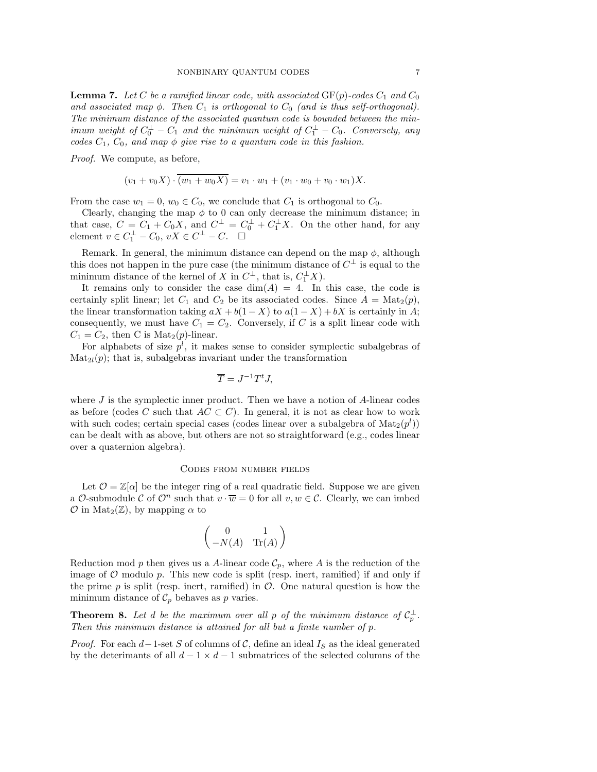**Lemma 7.** *Let $C$ be a ramified linear code, with associated $\mathrm{GF}(p)$-codes $C_1$ and $C_0$ and associated map $\phi$. Then $C_1$ is orthogonal to $C_0$ (and is thus self-orthogonal). The minimum distance of the associated quantum code is bounded between the minimum weight of $C_0^\perp - C_1$ and the minimum weight of $C_1^\perp - C_0$. Conversely, any codes $C_1$, $C_0$, and map $\phi$ give rise to a quantum code in this fashion.*

*Proof.* We compute, as before,

$$(v_1 + v_0 X) \cdot \overline{(w_1 + w_0 X)} = v_1 \cdot w_1 + (v_1 \cdot w_0 + v_0 \cdot w_1)X.$$

From the case $w_1 = 0$, $w_0 \in C_0$, we conclude that $C_1$ is orthogonal to $C_0$.

Clearly, changing the map $\phi$ to 0 can only decrease the minimum distance; in that case, $C = C_1 + C_0 X$, and $C^\perp = C_0^\perp + C_1^\perp X$. On the other hand, for any element $v \in C_1^\perp - C_0$, $vX \in C^\perp - C$. $\square$

Remark. In general, the minimum distance can depend on the map $\phi$, although this does not happen in the pure case (the minimum distance of $C^\perp$ is equal to the minimum distance of the kernel of $X$ in $C^\perp$, that is, $C_1^\perp X$).

It remains only to consider the case $\dim(A) = 4$. In this case, the code is certainly split linear; let $C_1$ and $C_2$ be its associated codes. Since $A = \mathrm{Mat}_2(p)$, the linear transformation taking $aX + b(1-X)$ to $a(1-X) + bX$ is certainly in $A$; consequently, we must have $C_1 = C_2$. Conversely, if $C$ is a split linear code with $C_1 = C_2$, then C is $\mathrm{Mat}_2(p)$-linear.

For alphabets of size $p^l$, it makes sense to consider symplectic subalgebras of $\mathrm{Mat}_{2l}(p)$; that is, subalgebras invariant under the transformation

$$\overline{T} = J^{-1} T^t J,$$

where $J$ is the symplectic inner product. Then we have a notion of $A$-linear codes as before (codes $C$ such that $AC \subset C$). In general, it is not as clear how to work with such codes; certain special cases (codes linear over a subalgebra of $\mathrm{Mat}_2(p^l)$) can be dealt with as above, but others are not so straightforward (e.g., codes linear over a quaternion algebra).

## Codes from number fields

Let $\mathcal{O} = \mathbb{Z}[\alpha]$ be the integer ring of a real quadratic field. Suppose we are given a $\mathcal{O}$-submodule $\mathcal{C}$ of $\mathcal{O}^n$ such that $v \cdot \overline{w} = 0$ for all $v, w \in \mathcal{C}$. Clearly, we can imbed $\mathcal{O}$ in $\mathrm{Mat}_2(\mathbb{Z})$, by mapping $\alpha$ to

$$\begin{pmatrix} 0 & 1 \\ -N(A) & \mathrm{Tr}(A) \end{pmatrix}$$

Reduction mod $p$ then gives us a $A$-linear code $\mathcal{C}_p$, where $A$ is the reduction of the image of $\mathcal{O}$ modulo $p$. This new code is split (resp. inert, ramified) if and only if the prime $p$ is split (resp. inert, ramified) in $\mathcal{O}$. One natural question is how the minimum distance of $\mathcal{C}_p$ behaves as $p$ varies.

**Theorem 8.** *Let $d$ be the maximum over all $p$ of the minimum distance of $\mathcal{C}_p^\perp$. Then this minimum distance is attained for all but a finite number of $p$.*

*Proof.* For each $d-1$-set $S$ of columns of $\mathcal{C}$, define an ideal $I_S$ as the ideal generated by the deterimants of all $d-1 \times d-1$ submatrices of the selected columns of the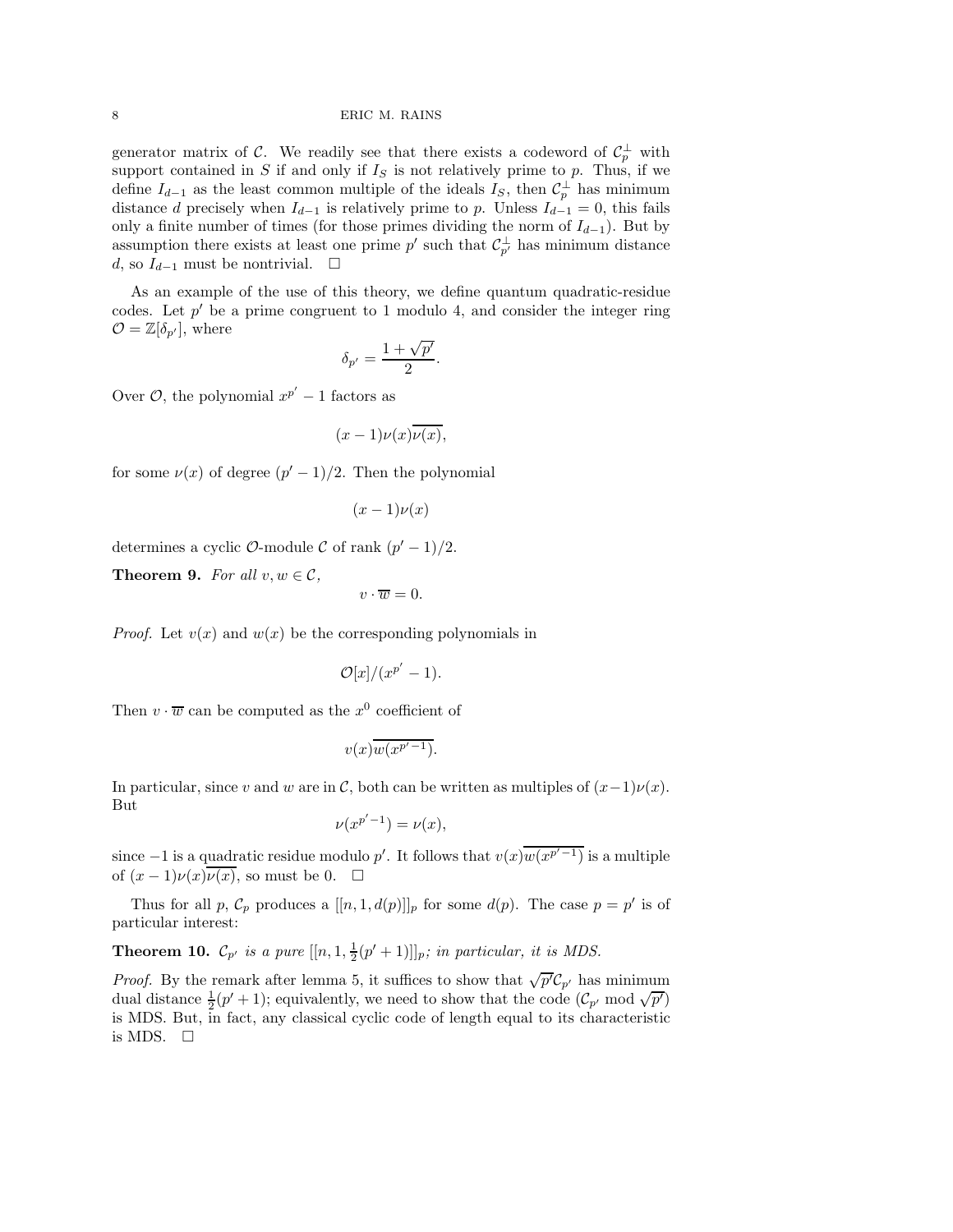generator matrix of $\mathcal{C}$. We readily see that there exists a codeword of $\mathcal{C}_p^\perp$ with support contained in $S$ if and only if $I_S$ is not relatively prime to $p$. Thus, if we define $I_{d-1}$ as the least common multiple of the ideals $I_S$, then $\mathcal{C}_p^\perp$ has minimum distance $d$ precisely when $I_{d-1}$ is relatively prime to $p$. Unless $I_{d-1} = 0$, this fails only a finite number of times (for those primes dividing the norm of $I_{d-1}$). But by assumption there exists at least one prime $p'$ such that $\mathcal{C}_{p'}^\perp$ has minimum distance $d$, so $I_{d-1}$ must be nontrivial. $\square$

As an example of the use of this theory, we define quantum quadratic-residue codes. Let $p'$ be a prime congruent to 1 modulo 4, and consider the integer ring $\mathcal{O} = \mathbb{Z}[\delta_{p'}]$, where

$$\delta_{p'} = \frac{1+\sqrt{p'}}{2}.$$

Over $\mathcal{O}$, the polynomial $x^{p'} - 1$ factors as

$$(x-1)\nu(x)\overline{\nu(x)},$$

for some $\nu(x)$ of degree $(p'-1)/2$. Then the polynomial

$$(x-1)\nu(x)$$

determines a cyclic $\mathcal{O}$-module $\mathcal{C}$ of rank $(p'-1)/2$.

**Theorem 9.** *For all $v, w \in \mathcal{C}$,*

$$v \cdot \overline{w} = 0.$$

*Proof.* Let $v(x)$ and $w(x)$ be the corresponding polynomials in

$$\mathcal{O}[x]/(x^{p'} - 1).$$

Then $v \cdot \overline{w}$ can be computed as the $x^0$ coefficient of

$$v(x)\overline{w(x^{p'-1})}.$$

In particular, since $v$ and $w$ are in $\mathcal{C}$, both can be written as multiples of $(x-1)\nu(x)$. But

$$\nu(x^{p'-1}) = \nu(x),$$

since $-1$ is a quadratic residue modulo $p'$. It follows that $v(x)\overline{w(x^{p'-1})}$ is a multiple of $(x-1)\nu(x)\overline{\nu(x)}$, so must be 0. $\square$

Thus for all $p$, $\mathcal{C}_p$ produces a $[[n, 1, d(p)]]_p$ for some $d(p)$. The case $p = p'$ is of particular interest:

**Theorem 10.** *$\mathcal{C}_{p'}$ is a pure $[[n, 1, \frac{1}{2}(p'+1)]]_p$; in particular, it is MDS.*

*Proof.* By the remark after lemma 5, it suffices to show that $\sqrt{p'}\mathcal{C}_{p'}$ has minimum dual distance $\frac{1}{2}(p'+1)$; equivalently, we need to show that the code $(\mathcal{C}_{p'} \bmod \sqrt{p'})$ is MDS. But, in fact, any classical cyclic code of length equal to its characteristic is MDS. $\square$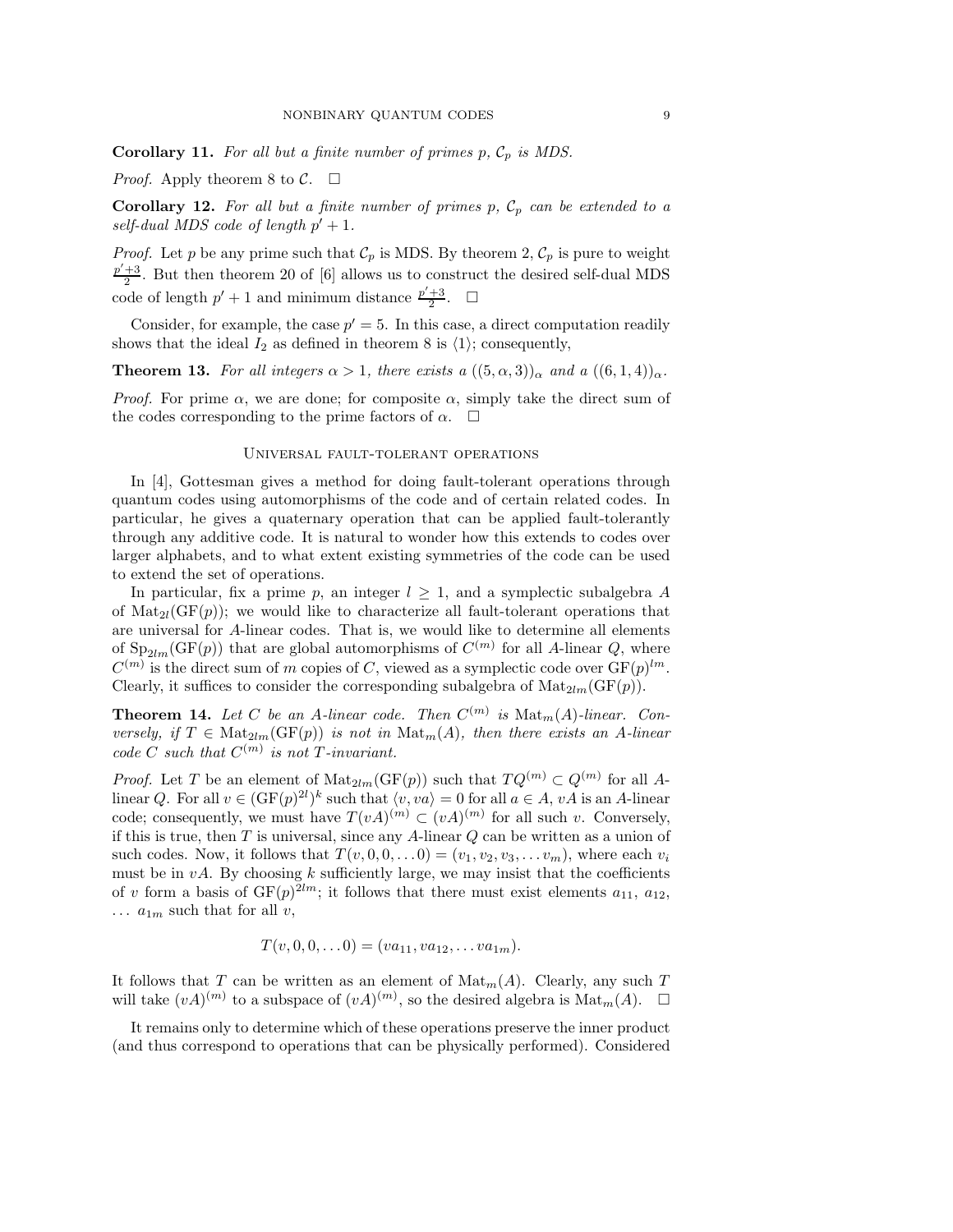**Corollary 11.** *For all but a finite number of primes $p$, $\mathcal{C}_p$ is MDS.*

*Proof.* Apply theorem 8 to $\mathcal{C}$. $\square$

**Corollary 12.** *For all but a finite number of primes $p$, $\mathcal{C}_p$ can be extended to a self-dual MDS code of length $p'+1$.*

*Proof.* Let $p$ be any prime such that $\mathcal{C}_p$ is MDS. By theorem 2, $\mathcal{C}_p$ is pure to weight $\frac{p'+3}{2}$. But then theorem 20 of [6] allows us to construct the desired self-dual MDS code of length $p'+1$ and minimum distance $\frac{p'+3}{2}$. $\square$

Consider, for example, the case $p'=5$. In this case, a direct computation readily shows that the ideal $I_2$ as defined in theorem 8 is $\langle 1\rangle$; consequently,

**Theorem 13.** *For all integers $\alpha > 1$, there exists a $((5,\alpha,3))_\alpha$ and a $((6,1,4))_\alpha$.*

*Proof.* For prime $\alpha$, we are done; for composite $\alpha$, simply take the direct sum of the codes corresponding to the prime factors of $\alpha$. $\square$

## Universal fault-tolerant operations

In [4], Gottesman gives a method for doing fault-tolerant operations through quantum codes using automorphisms of the code and of certain related codes. In particular, he gives a quaternary operation that can be applied fault-tolerantly through any additive code. It is natural to wonder how this extends to codes over larger alphabets, and to what extent existing symmetries of the code can be used to extend the set of operations.

In particular, fix a prime $p$, an integer $l \geq 1$, and a symplectic subalgebra $A$ of $\mathrm{Mat}_{2l}(\mathrm{GF}(p))$; we would like to characterize all fault-tolerant operations that are universal for $A$-linear codes. That is, we would like to determine all elements of $\mathrm{Sp}_{2lm}(\mathrm{GF}(p))$ that are global automorphisms of $C^{(m)}$ for all $A$-linear $Q$, where $C^{(m)}$ is the direct sum of $m$ copies of $C$, viewed as a symplectic code over $\mathrm{GF}(p)^{lm}$. Clearly, it suffices to consider the corresponding subalgebra of $\mathrm{Mat}_{2lm}(\mathrm{GF}(p))$.

**Theorem 14.** *Let $C$ be an $A$-linear code. Then $C^{(m)}$ is $\mathrm{Mat}_m(A)$-linear. Conversely, if $T \in \mathrm{Mat}_{2lm}(\mathrm{GF}(p))$ is not in $\mathrm{Mat}_m(A)$, then there exists an $A$-linear code $C$ such that $C^{(m)}$ is not $T$-invariant.*

*Proof.* Let $T$ be an element of $\mathrm{Mat}_{2lm}(\mathrm{GF}(p))$ such that $TQ^{(m)} \subset Q^{(m)}$ for all $A$-linear $Q$. For all $v \in (\mathrm{GF}(p)^{2l})^k$ such that $\langle v, va\rangle = 0$ for all $a \in A$, $vA$ is an $A$-linear code; consequently, we must have $T(vA)^{(m)} \subset (vA)^{(m)}$ for all such $v$. Conversely, if this is true, then $T$ is universal, since any $A$-linear $Q$ can be written as a union of such codes. Now, it follows that $T(v,0,0,\dots 0) = (v_1, v_2, v_3, \dots v_m)$, where each $v_i$ must be in $vA$. By choosing $k$ sufficiently large, we may insist that the coefficients of $v$ form a basis of $\mathrm{GF}(p)^{2lm}$; it follows that there must exist elements $a_{11}$, $a_{12}$, $\dots$ $a_{1m}$ such that for all $v$,

$$T(v,0,0,\dots 0) = (va_{11}, va_{12}, \dots va_{1m}).$$

It follows that $T$ can be written as an element of $\mathrm{Mat}_m(A)$. Clearly, any such $T$ will take $(vA)^{(m)}$ to a subspace of $(vA)^{(m)}$, so the desired algebra is $\mathrm{Mat}_m(A)$. $\square$

It remains only to determine which of these operations preserve the inner product (and thus correspond to operations that can be physically performed). Considered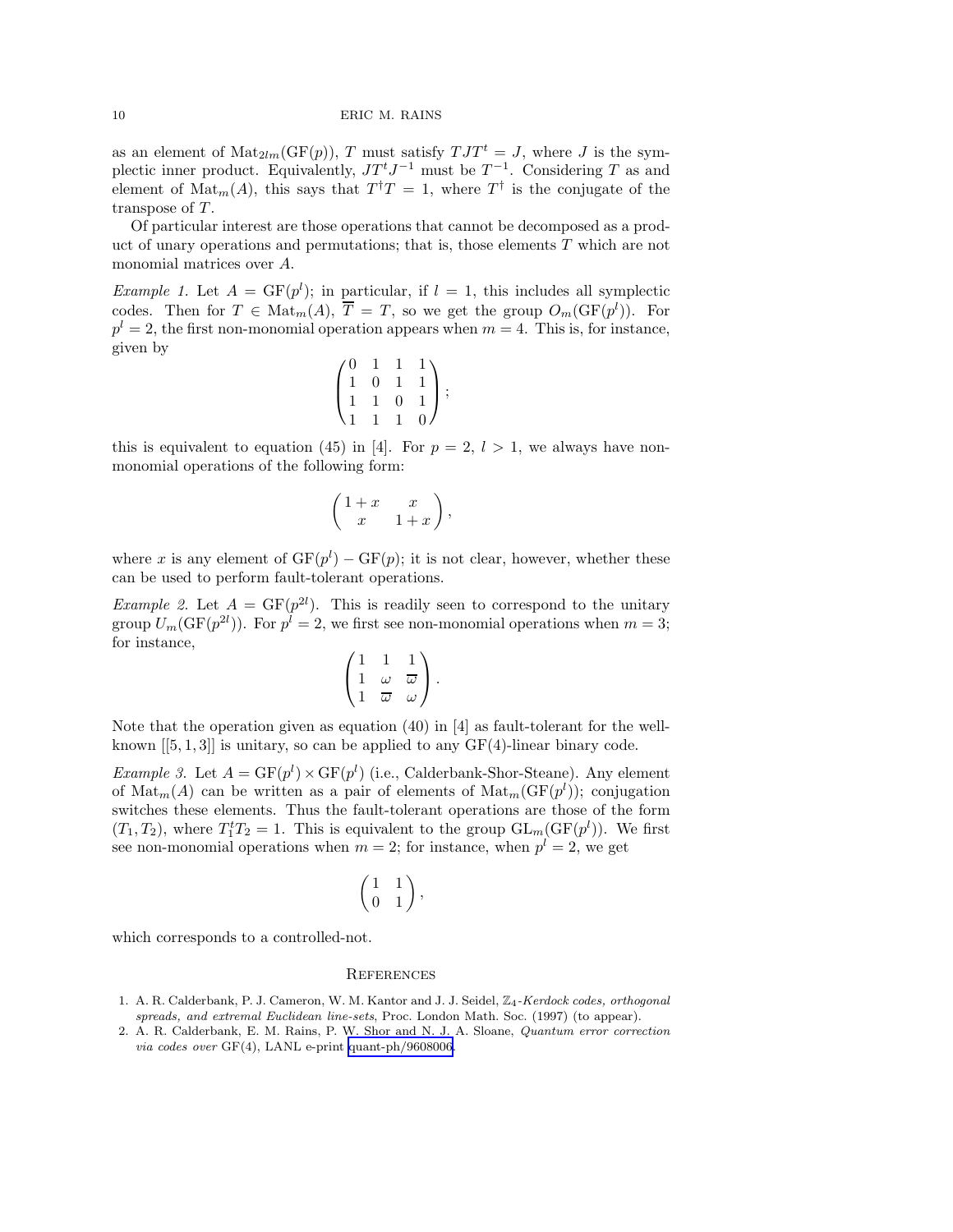as an element of $\mathrm{Mat}_{2lm}(\mathrm{GF}(p))$, $T$ must satisfy $TJT^t = J$, where $J$ is the symplectic inner product. Equivalently, $JT^tJ^{-1}$ must be $T^{-1}$. Considering $T$ as and element of $\mathrm{Mat}_m(A)$, this says that $T^\dagger T = 1$, where $T^\dagger$ is the conjugate of the transpose of $T$.

Of particular interest are those operations that cannot be decomposed as a product of unary operations and permutations; that is, those elements $T$ which are not monomial matrices over $A$.

*Example 1.* Let $A = \mathrm{GF}(p^l)$; in particular, if $l = 1$, this includes all symplectic codes. Then for $T \in \mathrm{Mat}_m(A)$, $\overline{T} = T$, so we get the group $O_m(\mathrm{GF}(p^l))$. For $p^l = 2$, the first non-monomial operation appears when $m = 4$. This is, for instance, given by

$$\begin{pmatrix} 0 & 1 & 1 & 1 \\ 1 & 0 & 1 & 1 \\ 1 & 1 & 0 & 1 \\ 1 & 1 & 1 & 0 \end{pmatrix};$$

this is equivalent to equation (45) in [4]. For $p = 2$, $l > 1$, we always have non-monomial operations of the following form:

$$\begin{pmatrix} 1+x & x \\ x & 1+x \end{pmatrix},$$

where $x$ is any element of $\mathrm{GF}(p^l) - \mathrm{GF}(p)$; it is not clear, however, whether these can be used to perform fault-tolerant operations.

*Example 2.* Let $A = \mathrm{GF}(p^{2l})$. This is readily seen to correspond to the unitary group $U_m(\mathrm{GF}(p^{2l}))$. For $p^l = 2$, we first see non-monomial operations when $m = 3$; for instance,

$$\begin{pmatrix} 1 & 1 & 1 \\ 1 & \omega & \overline{\omega} \\ 1 & \overline{\omega} & \omega \end{pmatrix}.$$

Note that the operation given as equation (40) in [4] as fault-tolerant for the well-known $[[5,1,3]]$ is unitary, so can be applied to any $\mathrm{GF}(4)$-linear binary code.

*Example 3.* Let $A = \mathrm{GF}(p^l) \times \mathrm{GF}(p^l)$ (i.e., Calderbank-Shor-Steane). Any element of $\mathrm{Mat}_m(A)$ can be written as a pair of elements of $\mathrm{Mat}_m(\mathrm{GF}(p^l))$; conjugation switches these elements. Thus the fault-tolerant operations are those of the form $(T_1, T_2)$, where $T_1^t T_2 = 1$. This is equivalent to the group $\mathrm{GL}_m(\mathrm{GF}(p^l))$. We first see non-monomial operations when $m = 2$; for instance, when $p^l = 2$, we get

$$\begin{pmatrix} 1 & 1 \\ 0 & 1 \end{pmatrix},$$

which corresponds to a controlled-not.

## References

1. A. R. Calderbank, P. J. Cameron, W. M. Kantor and J. J. Seidel, *$\mathbb{Z}_4$-Kerdock codes, orthogonal spreads, and extremal Euclidean line-sets*, Proc. London Math. Soc. (1997) (to appear).
2. A. R. Calderbank, E. M. Rains, P. W. Shor and N. J. A. Sloane, *Quantum error correction via codes over* GF(4), LANL e-print quant-ph/9608006.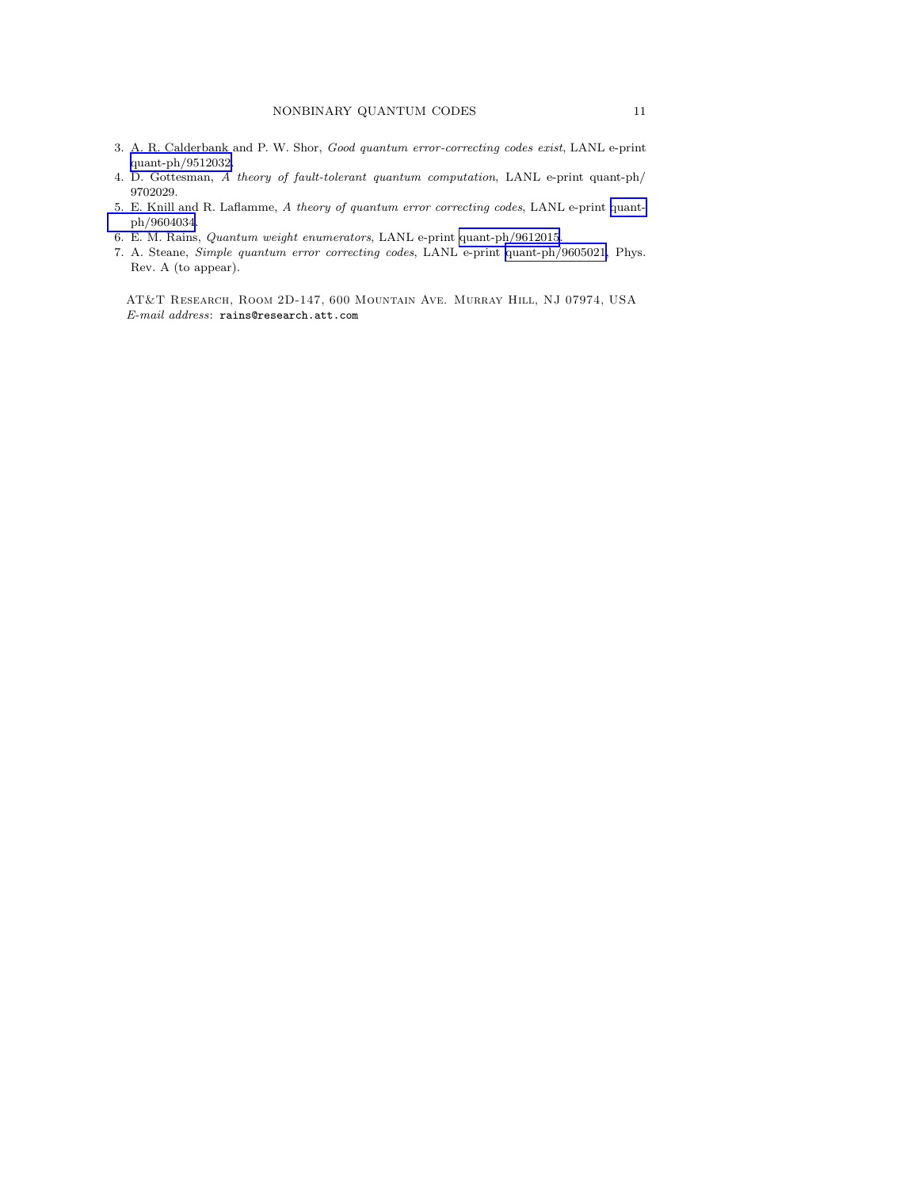3. A. R. Calderbank and P. W. Shor, *Good quantum error-correcting codes exist*, LANL e-print quant-ph/9512032.
4. D. Gottesman, *A theory of fault-tolerant quantum computation*, LANL e-print quant-ph/9702029.
5. E. Knill and R. Laflamme, *A theory of quantum error correcting codes*, LANL e-print quant-ph/9604034.
6. E. M. Rains, *Quantum weight enumerators*, LANL e-print quant-ph/9612015.
7. A. Steane, *Simple quantum error correcting codes*, LANL e-print quant-ph/9605021, Phys. Rev. A (to appear).

AT&T Research, Room 2D-147, 600 Mountain Ave. Murray Hill, NJ 07974, USA
*E-mail address*: `rains@research.att.com`